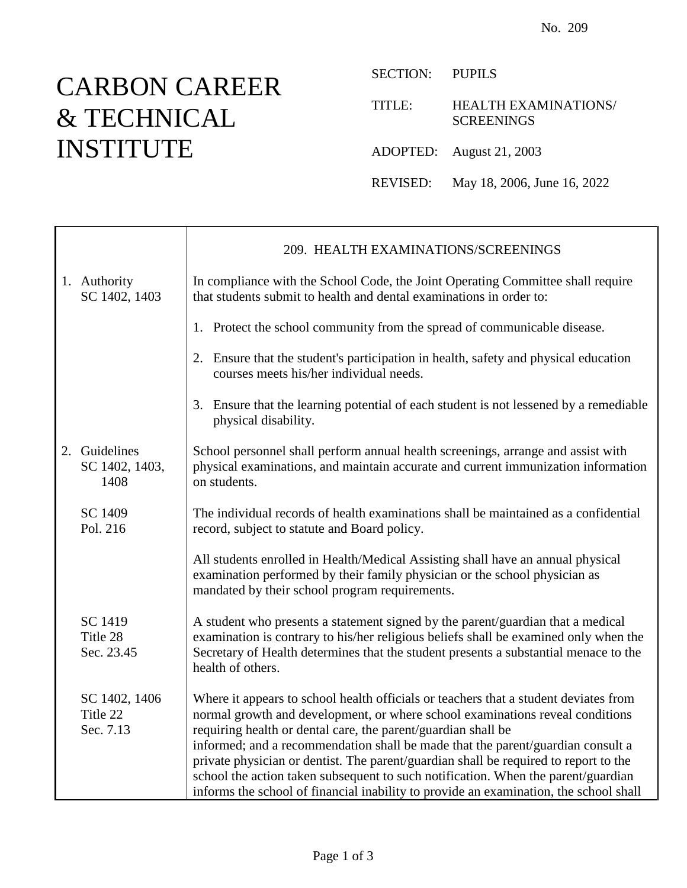No. 209

# CARBON CAREER & TECHNICAL INSTITUTE

SECTION: PUPILS

TITLE: HEALTH EXAMINATIONS/ SCREENINGS

ADOPTED: August 21, 2003

REVISED: May 18, 2006, June 16, 2022

## 209. HEALTH EXAMINATIONS/SCREENINGS

**1. Authority**
SC 1402, 1403

In compliance with the School Code, the Joint Operating Committee shall require that students submit to health and dental examinations in order to:

1. Protect the school community from the spread of communicable disease.
2. Ensure that the student's participation in health, safety and physical education courses meets his/her individual needs.
3. Ensure that the learning potential of each student is not lessened by a remediable physical disability.

**2. Guidelines**
SC 1402, 1403, 1408

School personnel shall perform annual health screenings, arrange and assist with physical examinations, and maintain accurate and current immunization information on students.

SC 1409
Pol. 216

The individual records of health examinations shall be maintained as a confidential record, subject to statute and Board policy.

All students enrolled in Health/Medical Assisting shall have an annual physical examination performed by their family physician or the school physician as mandated by their school program requirements.

SC 1419
Title 28
Sec. 23.45

A student who presents a statement signed by the parent/guardian that a medical examination is contrary to his/her religious beliefs shall be examined only when the Secretary of Health determines that the student presents a substantial menace to the health of others.

SC 1402, 1406
Title 22
Sec. 7.13

Where it appears to school health officials or teachers that a student deviates from normal growth and development, or where school examinations reveal conditions requiring health or dental care, the parent/guardian shall be informed; and a recommendation shall be made that the parent/guardian consult a private physician or dentist. The parent/guardian shall be required to report to the school the action taken subsequent to such notification. When the parent/guardian informs the school of financial inability to provide an examination, the school shall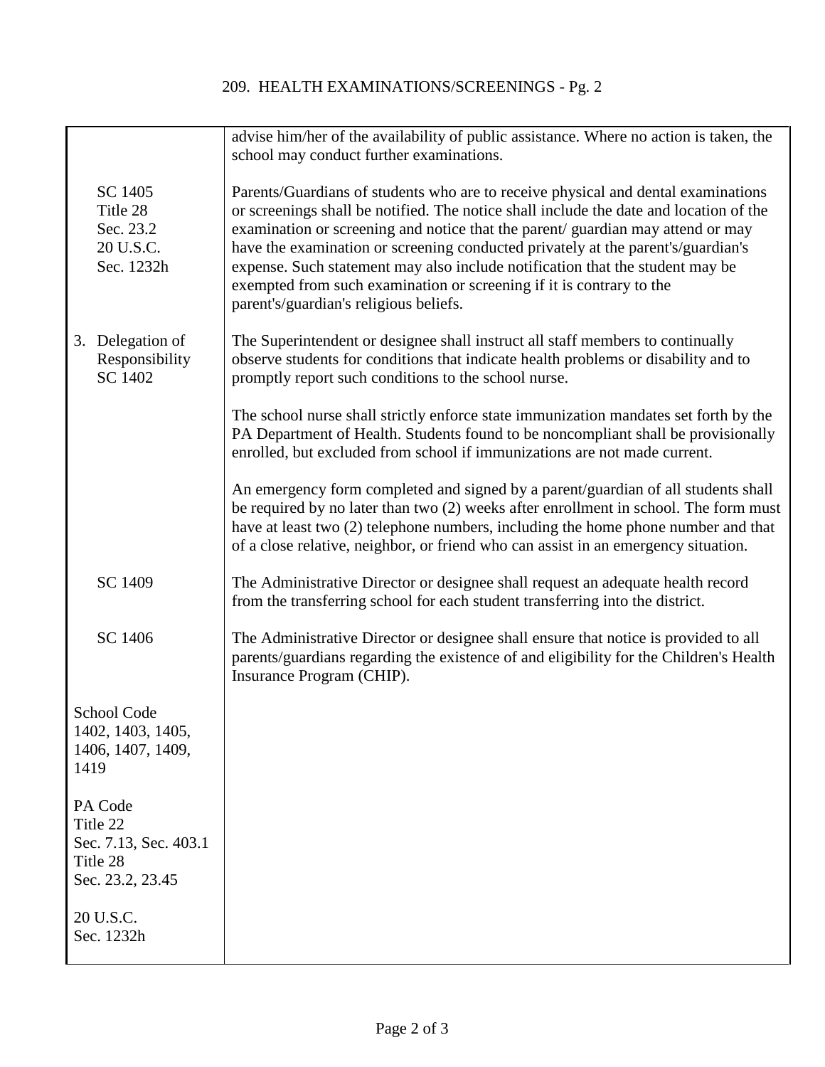## 209. HEALTH EXAMINATIONS/SCREENINGS - Pg. 2

| | |
|---|---|
| | advise him/her of the availability of public assistance. Where no action is taken, the school may conduct further examinations. |
| SC 1405<br>Title 28<br>Sec. 23.2<br>20 U.S.C.<br>Sec. 1232h | Parents/Guardians of students who are to receive physical and dental examinations or screenings shall be notified. The notice shall include the date and location of the examination or screening and notice that the parent/ guardian may attend or may have the examination or screening conducted privately at the parent's/guardian's expense. Such statement may also include notification that the student may be exempted from such examination or screening if it is contrary to the parent's/guardian's religious beliefs. |
| 3. Delegation of Responsibility<br>SC 1402 | The Superintendent or designee shall instruct all staff members to continually observe students for conditions that indicate health problems or disability and to promptly report such conditions to the school nurse.<br><br>The school nurse shall strictly enforce state immunization mandates set forth by the PA Department of Health. Students found to be noncompliant shall be provisionally enrolled, but excluded from school if immunizations are not made current.<br><br>An emergency form completed and signed by a parent/guardian of all students shall be required by no later than two (2) weeks after enrollment in school. The form must have at least two (2) telephone numbers, including the home phone number and that of a close relative, neighbor, or friend who can assist in an emergency situation. |
| SC 1409 | The Administrative Director or designee shall request an adequate health record from the transferring school for each student transferring into the district. |
| SC 1406 | The Administrative Director or designee shall ensure that notice is provided to all parents/guardians regarding the existence of and eligibility for the Children's Health Insurance Program (CHIP). |
| School Code<br>1402, 1403, 1405, 1406, 1407, 1409, 1419<br><br>PA Code<br>Title 22<br>Sec. 7.13, Sec. 403.1<br>Title 28<br>Sec. 23.2, 23.45<br><br>20 U.S.C.<br>Sec. 1232h | |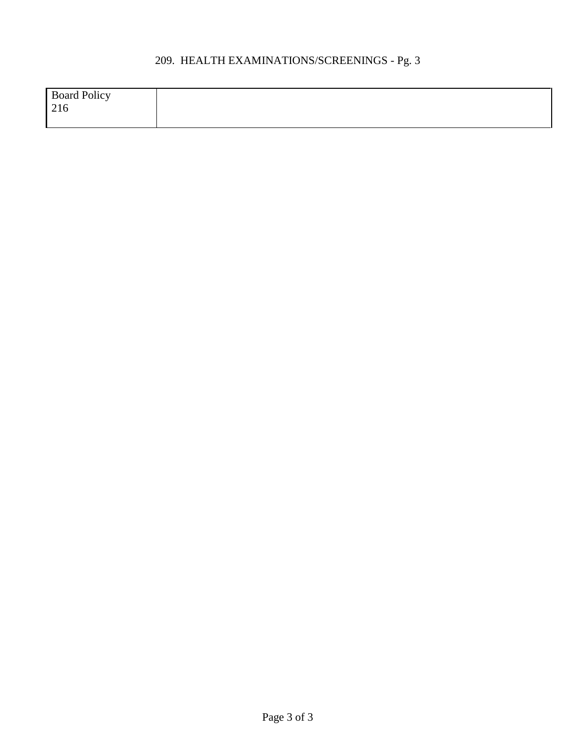| | |
|---|---|
| Board Policy 216 | |